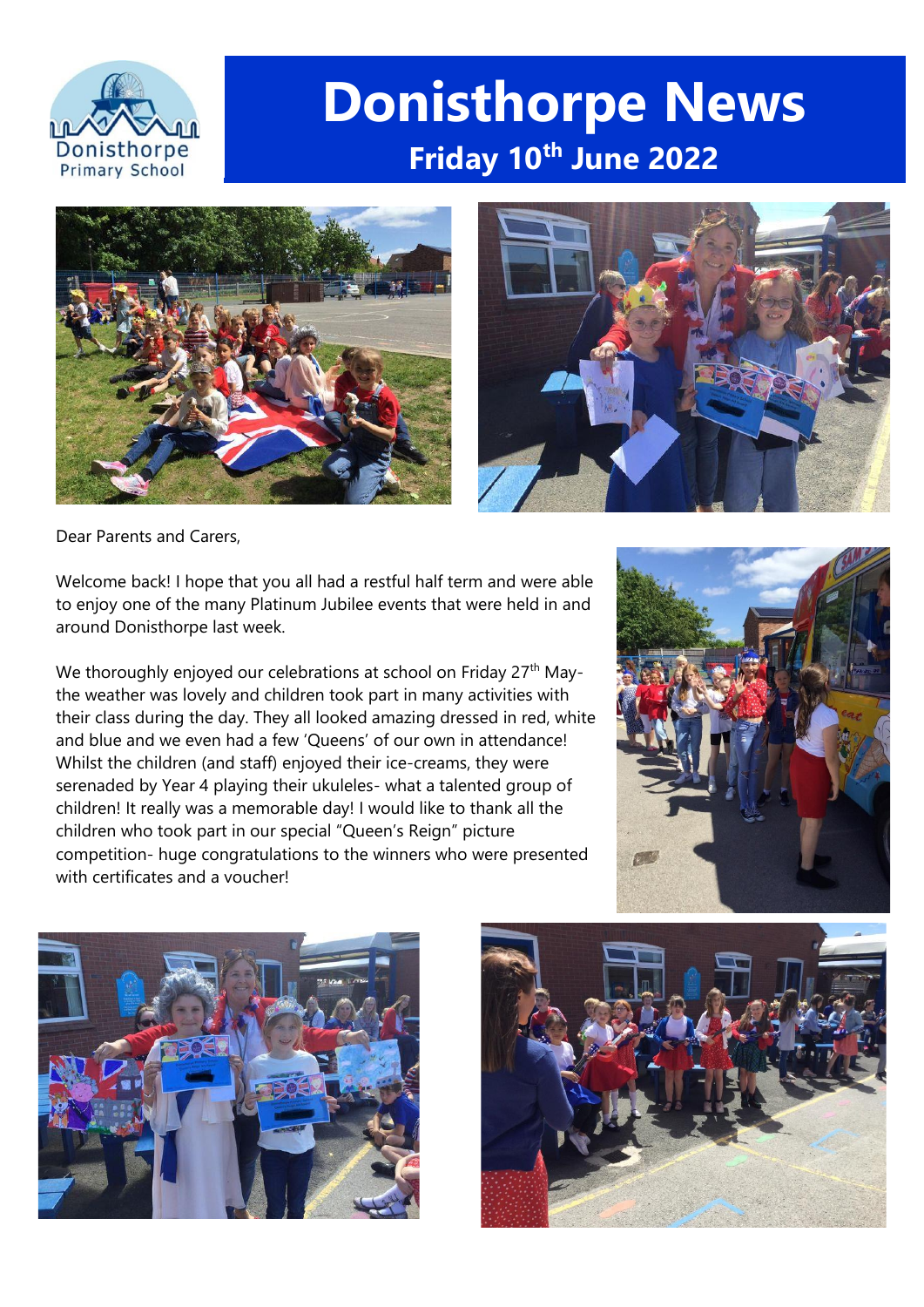# Donisthorpe News

## Friday 10th June 2022

Dear Parents and Carers,

Welcome back! I hope that you all had a restful half term and were able to enjoy one of the many Platinum Jubilee events that were held in and around Donisthorpe last week.

We thoroughly enjoyed our celebrations at school on Friday 27th May- the weather was lovely and children took part in many activities with their class during the day. They all looked amazing dressed in red, white and blue and we even had a few 'Queens' of our own in attendance! Whilst the children (and staff) enjoyed their ice-creams, they were serenaded by Year 4 playing their ukuleles- what a talented group of children! It really was a memorable day! I would like to thank all the children who took part in our special "Queen's Reign" picture competition- huge congratulations to the winners who were presented with certificates and a voucher!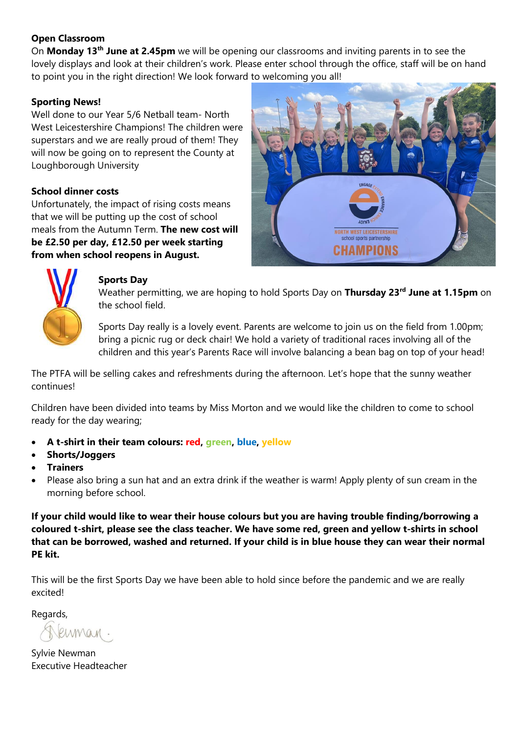**Open Classroom**

On **Monday 13th June at 2.45pm** we will be opening our classrooms and inviting parents in to see the lovely displays and look at their children's work. Please enter school through the office, staff will be on hand to point you in the right direction! We look forward to welcoming you all!

**Sporting News!**

Well done to our Year 5/6 Netball team- North West Leicestershire Champions! The children were superstars and we are really proud of them! They will now be going on to represent the County at Loughborough University

**School dinner costs**

Unfortunately, the impact of rising costs means that we will be putting up the cost of school meals from the Autumn Term. **The new cost will be £2.50 per day, £12.50 per week starting from when school reopens in August.**

**Sports Day**

Weather permitting, we are hoping to hold Sports Day on **Thursday 23rd June at 1.15pm** on the school field.

Sports Day really is a lovely event. Parents are welcome to join us on the field from 1.00pm; bring a picnic rug or deck chair! We hold a variety of traditional races involving all of the children and this year's Parents Race will involve balancing a bean bag on top of your head!

The PTFA will be selling cakes and refreshments during the afternoon. Let's hope that the sunny weather continues!

Children have been divided into teams by Miss Morton and we would like the children to come to school ready for the day wearing;

- **A t-shirt in their team colours: red, green, blue, yellow**
- **Shorts/Joggers**
- **Trainers**
- Please also bring a sun hat and an extra drink if the weather is warm! Apply plenty of sun cream in the morning before school.

**If your child would like to wear their house colours but you are having trouble finding/borrowing a coloured t-shirt, please see the class teacher. We have some red, green and yellow t-shirts in school that can be borrowed, washed and returned. If your child is in blue house they can wear their normal PE kit.**

This will be the first Sports Day we have been able to hold since before the pandemic and we are really excited!

Regards,

Sylvie Newman
Executive Headteacher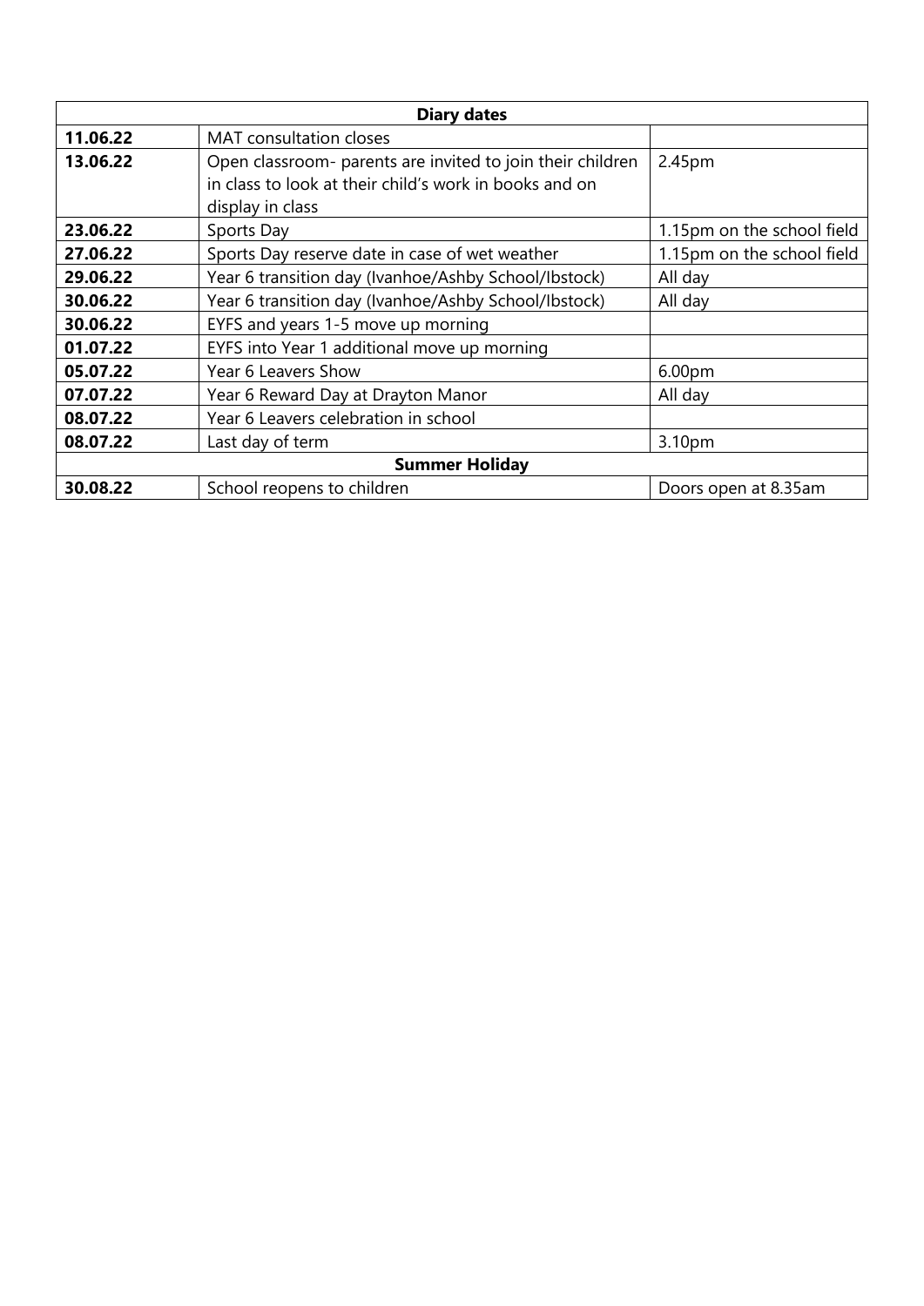| Diary dates | | |
|---|---|---|
| **11.06.22** | MAT consultation closes | |
| **13.06.22** | Open classroom- parents are invited to join their children in class to look at their child's work in books and on display in class | 2.45pm |
| **23.06.22** | Sports Day | 1.15pm on the school field |
| **27.06.22** | Sports Day reserve date in case of wet weather | 1.15pm on the school field |
| **29.06.22** | Year 6 transition day (Ivanhoe/Ashby School/Ibstock) | All day |
| **30.06.22** | Year 6 transition day (Ivanhoe/Ashby School/Ibstock) | All day |
| **30.06.22** | EYFS and years 1-5 move up morning | |
| **01.07.22** | EYFS into Year 1 additional move up morning | |
| **05.07.22** | Year 6 Leavers Show | 6.00pm |
| **07.07.22** | Year 6 Reward Day at Drayton Manor | All day |
| **08.07.22** | Year 6 Leavers celebration in school | |
| **08.07.22** | Last day of term | 3.10pm |
| **Summer Holiday** | | |
| **30.08.22** | School reopens to children | Doors open at 8.35am |